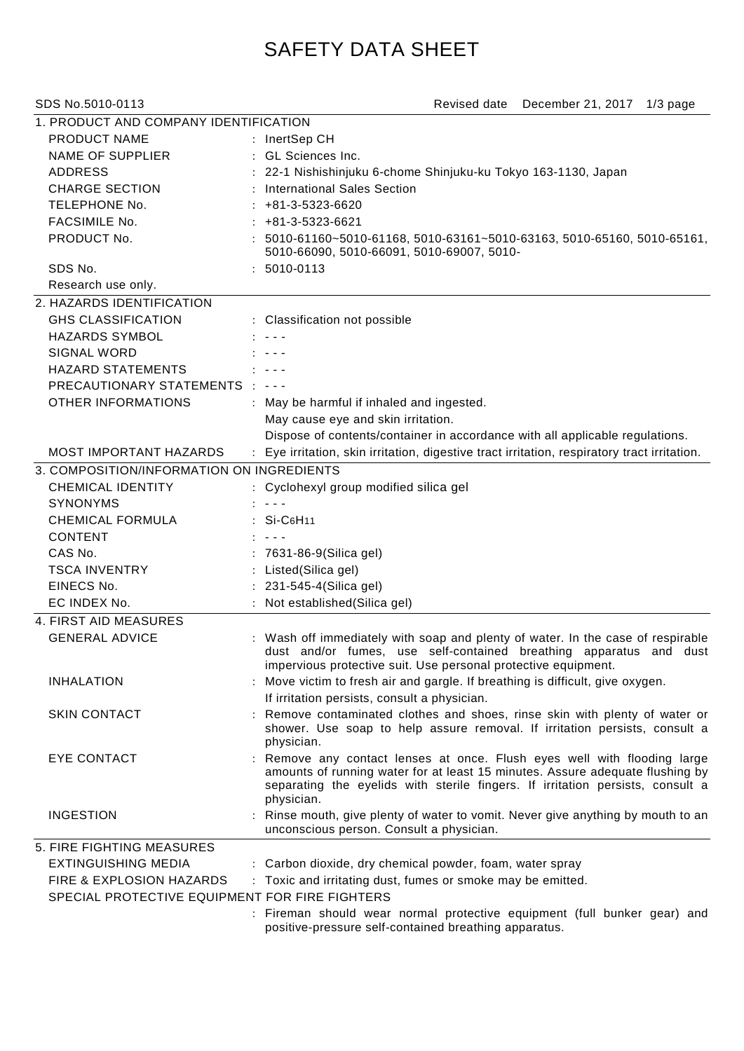# SAFETY DATA SHEET

SDS No.5010-0113 Revised date December 21, 2017

## 1. PRODUCT AND COMPANY IDENTIFICATION

| | |
|---|---|
| PRODUCT NAME | : InertSep CH |
| NAME OF SUPPLIER | : GL Sciences Inc. |
| ADDRESS | : 22-1 Nishishinjuku 6-chome Shinjuku-ku Tokyo 163-1130, Japan |
| CHARGE SECTION | : International Sales Section |
| TELEPHONE No. | : +81-3-5323-6620 |
| FACSIMILE No. | : +81-3-5323-6621 |
| PRODUCT No. | : 5010-61160~5010-61168, 5010-63161~5010-63163, 5010-65160, 5010-65161, 5010-66090, 5010-66091, 5010-69007, 5010- |
| SDS No. | : 5010-0113 |

Research use only.

## 2. HAZARDS IDENTIFICATION

| | |
|---|---|
| GHS CLASSIFICATION | : Classification not possible |
| HAZARDS SYMBOL | : - - - |
| SIGNAL WORD | : - - - |
| HAZARD STATEMENTS | : - - - |
| PRECAUTIONARY STATEMENTS | : - - - |
| OTHER INFORMATIONS | : May be harmful if inhaled and ingested.<br>May cause eye and skin irritation.<br>Dispose of contents/container in accordance with all applicable regulations. |
| MOST IMPORTANT HAZARDS | : Eye irritation, skin irritation, digestive tract irritation, respiratory tract irritation. |

## 3. COMPOSITION/INFORMATION ON INGREDIENTS

| | |
|---|---|
| CHEMICAL IDENTITY | : Cyclohexyl group modified silica gel |
| SYNONYMS | : - - - |
| CHEMICAL FORMULA | : Si-$C_6H_{11}$ |
| CONTENT | : - - - |
| CAS No. | : 7631-86-9(Silica gel) |
| TSCA INVENTRY | : Listed(Silica gel) |
| EINECS No. | : 231-545-4(Silica gel) |
| EC INDEX No. | : Not established(Silica gel) |

## 4. FIRST AID MEASURES

| | |
|---|---|
| GENERAL ADVICE | : Wash off immediately with soap and plenty of water. In the case of respirable dust and/or fumes, use self-contained breathing apparatus and dust impervious protective suit. Use personal protective equipment. |
| INHALATION | : Move victim to fresh air and gargle. If breathing is difficult, give oxygen.<br>If irritation persists, consult a physician. |
| SKIN CONTACT | : Remove contaminated clothes and shoes, rinse skin with plenty of water or shower. Use soap to help assure removal. If irritation persists, consult a physician. |
| EYE CONTACT | : Remove any contact lenses at once. Flush eyes well with flooding large amounts of running water for at least 15 minutes. Assure adequate flushing by separating the eyelids with sterile fingers. If irritation persists, consult a physician. |
| INGESTION | : Rinse mouth, give plenty of water to vomit. Never give anything by mouth to an unconscious person. Consult a physician. |

## 5. FIRE FIGHTING MEASURES

| | |
|---|---|
| EXTINGUISHING MEDIA | : Carbon dioxide, dry chemical powder, foam, water spray |
| FIRE & EXPLOSION HAZARDS | : Toxic and irritating dust, fumes or smoke may be emitted. |

SPECIAL PROTECTIVE EQUIPMENT FOR FIRE FIGHTERS

: Fireman should wear normal protective equipment (full bunker gear) and positive-pressure self-contained breathing apparatus.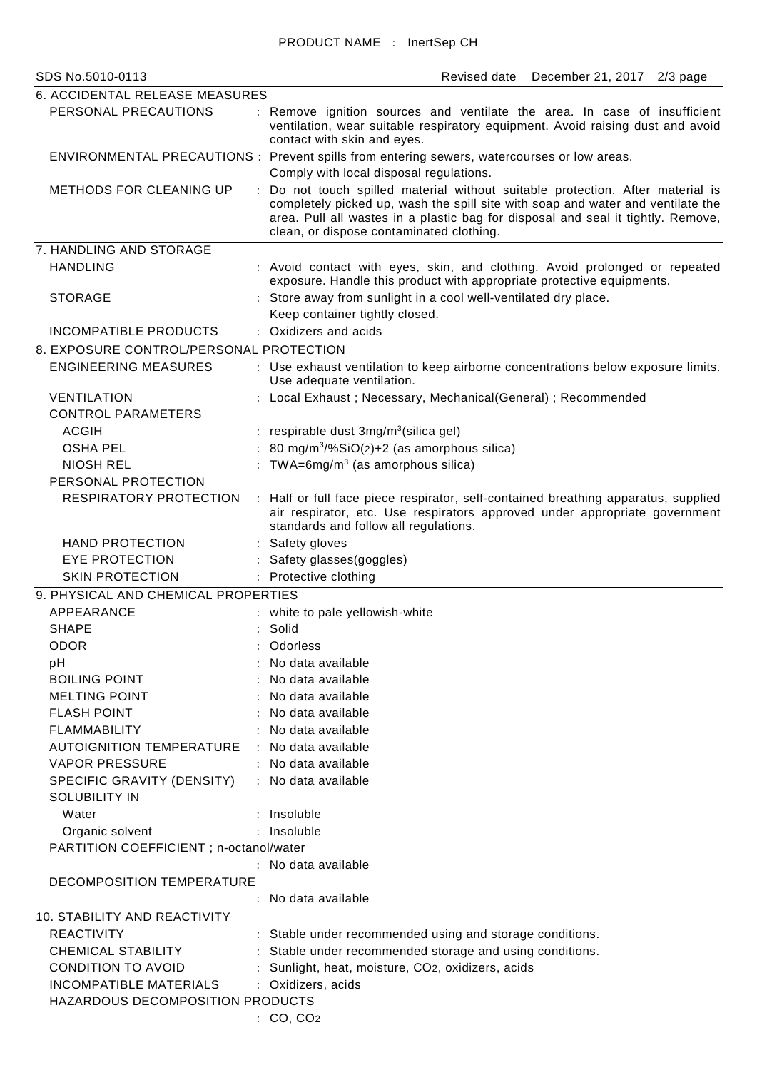PRODUCT NAME : InertSep CH

SDS No.5010-0113 Revised date December 21, 2017

## 6. ACCIDENTAL RELEASE MEASURES

**PERSONAL PRECAUTIONS** : Remove ignition sources and ventilate the area. In case of insufficient ventilation, wear suitable respiratory equipment. Avoid raising dust and avoid contact with skin and eyes.

**ENVIRONMENTAL PRECAUTIONS** : Prevent spills from entering sewers, watercourses or low areas. Comply with local disposal regulations.

**METHODS FOR CLEANING UP** : Do not touch spilled material without suitable protection. After material is completely picked up, wash the spill site with soap and water and ventilate the area. Pull all wastes in a plastic bag for disposal and seal it tightly. Remove, clean, or dispose contaminated clothing.

## 7. HANDLING AND STORAGE

**HANDLING** : Avoid contact with eyes, skin, and clothing. Avoid prolonged or repeated exposure. Handle this product with appropriate protective equipments.

**STORAGE** : Store away from sunlight in a cool well-ventilated dry place. Keep container tightly closed.

**INCOMPATIBLE PRODUCTS** : Oxidizers and acids

## 8. EXPOSURE CONTROL/PERSONAL PROTECTION

**ENGINEERING MEASURES** : Use exhaust ventilation to keep airborne concentrations below exposure limits. Use adequate ventilation.

**VENTILATION** : Local Exhaust ; Necessary, Mechanical(General) ; Recommended

**CONTROL PARAMETERS**

- ACGIH : respirable dust $3mg/m^3$(silica gel)
- OSHA PEL : $80 mg/m^3/\%SiO_{(2)}+2$ (as amorphous silica)
- NIOSH REL : TWA=$6mg/m^3$ (as amorphous silica)

**PERSONAL PROTECTION**

- RESPIRATORY PROTECTION : Half or full face piece respirator, self-contained breathing apparatus, supplied air respirator, etc. Use respirators approved under appropriate government standards and follow all regulations.
- HAND PROTECTION : Safety gloves
- EYE PROTECTION : Safety glasses(goggles)
- SKIN PROTECTION : Protective clothing

## 9. PHYSICAL AND CHEMICAL PROPERTIES

- APPEARANCE : white to pale yellowish-white
- SHAPE : Solid
- ODOR : Odorless
- pH : No data available
- BOILING POINT : No data available
- MELTING POINT : No data available
- FLASH POINT : No data available
- FLAMMABILITY : No data available
- AUTOIGNITION TEMPERATURE : No data available
- VAPOR PRESSURE : No data available
- SPECIFIC GRAVITY (DENSITY) : No data available
- SOLUBILITY IN
  - Water : Insoluble
  - Organic solvent : Insoluble
- PARTITION COEFFICIENT ; n-octanol/water : No data available
- DECOMPOSITION TEMPERATURE : No data available

## 10. STABILITY AND REACTIVITY

- REACTIVITY : Stable under recommended using and storage conditions.
- CHEMICAL STABILITY : Stable under recommended storage and using conditions.
- CONDITION TO AVOID : Sunlight, heat, moisture, $CO_2$, oxidizers, acids
- INCOMPATIBLE MATERIALS : Oxidizers, acids
- HAZARDOUS DECOMPOSITION PRODUCTS : CO, $CO_2$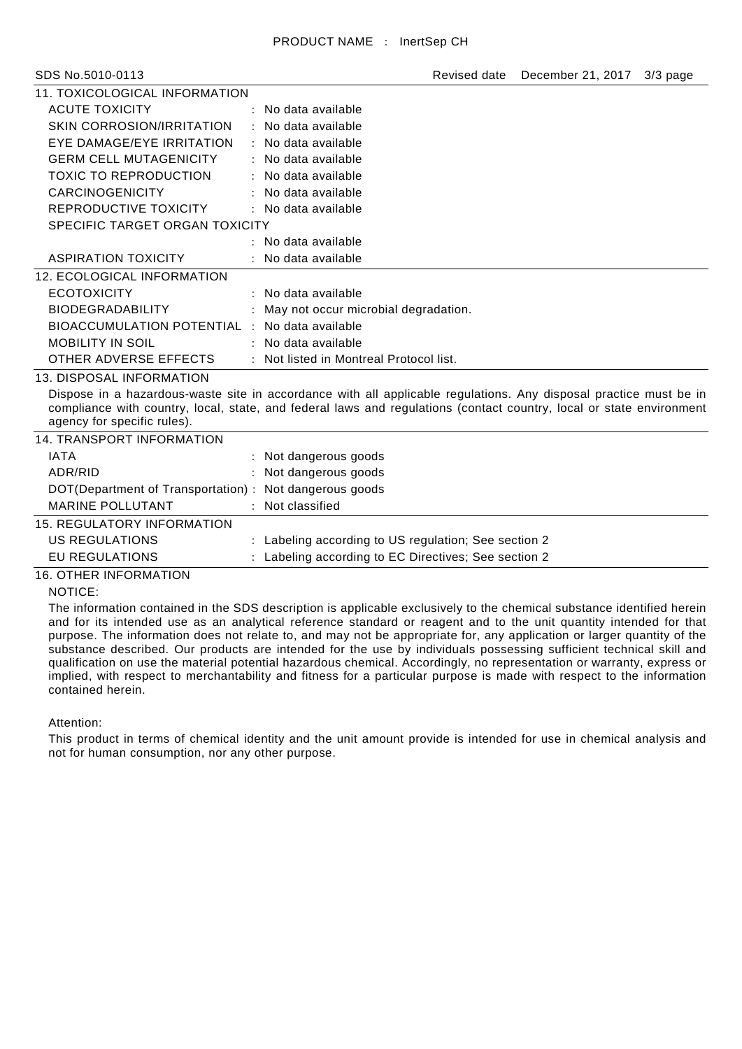## 11. TOXICOLOGICAL INFORMATION

| | |
|---|---|
| ACUTE TOXICITY | : No data available |
| SKIN CORROSION/IRRITATION | : No data available |
| EYE DAMAGE/EYE IRRITATION | : No data available |
| GERM CELL MUTAGENICITY | : No data available |
| TOXIC TO REPRODUCTION | : No data available |
| CARCINOGENICITY | : No data available |
| REPRODUCTIVE TOXICITY | : No data available |
| SPECIFIC TARGET ORGAN TOXICITY | : No data available |
| ASPIRATION TOXICITY | : No data available |

## 12. ECOLOGICAL INFORMATION

| | |
|---|---|
| ECOTOXICITY | : No data available |
| BIODEGRADABILITY | : May not occur microbial degradation. |
| BIOACCUMULATION POTENTIAL | : No data available |
| MOBILITY IN SOIL | : No data available |
| OTHER ADVERSE EFFECTS | : Not listed in Montreal Protocol list. |

## 13. DISPOSAL INFORMATION

Dispose in a hazardous-waste site in accordance with all applicable regulations. Any disposal practice must be in compliance with country, local, state, and federal laws and regulations (contact country, local or state environment agency for specific rules).

## 14. TRANSPORT INFORMATION

| | |
|---|---|
| IATA | : Not dangerous goods |
| ADR/RID | : Not dangerous goods |
| DOT(Department of Transportation) | : Not dangerous goods |
| MARINE POLLUTANT | : Not classified |

## 15. REGULATORY INFORMATION

| | |
|---|---|
| US REGULATIONS | : Labeling according to US regulation; See section 2 |
| EU REGULATIONS | : Labeling according to EC Directives; See section 2 |

## 16. OTHER INFORMATION

NOTICE:

The information contained in the SDS description is applicable exclusively to the chemical substance identified herein and for its intended use as an analytical reference standard or reagent and to the unit quantity intended for that purpose. The information does not relate to, and may not be appropriate for, any application or larger quantity of the substance described. Our products are intended for the use by individuals possessing sufficient technical skill and qualification on use the material potential hazardous chemical. Accordingly, no representation or warranty, express or implied, with respect to merchantability and fitness for a particular purpose is made with respect to the information contained herein.

Attention:

This product in terms of chemical identity and the unit amount provide is intended for use in chemical analysis and not for human consumption, nor any other purpose.